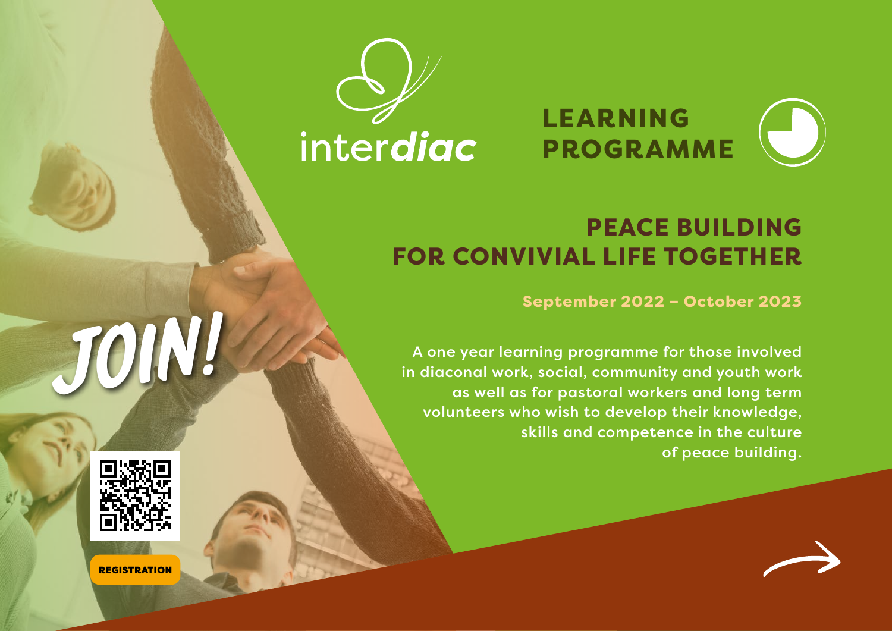interdiac

# LEARNING PROGRAMME

## PEACE BUILDING FOR CONVIVIAL LIFE TOGETHER

**September 2022 – October 2023**

**A one year learning programme for those involved in diaconal work, social, community and youth work as well as for pastoral workers and long term volunteers who wish to develop their knowledge, skills and competence in the culture of peace building.**

JOIN!

REGISTRATION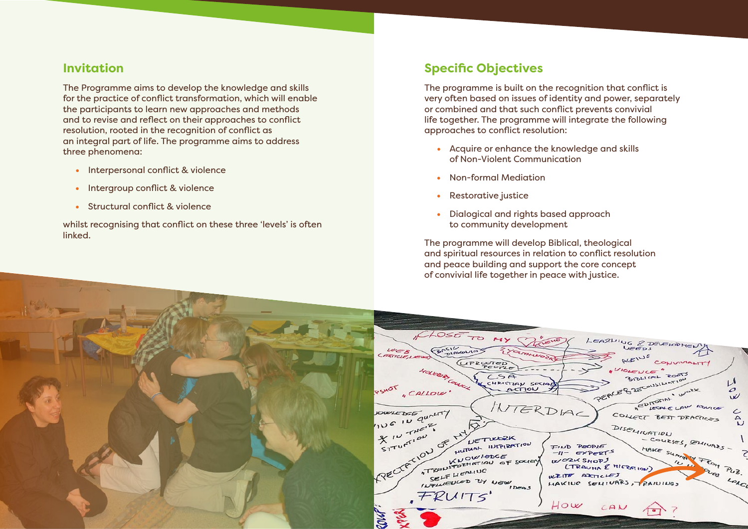## Invitation

The Programme aims to develop the knowledge and skills for the practice of conflict transformation, which will enable the participants to learn new approaches and methods and to revise and reflect on their approaches to conflict resolution, rooted in the recognition of conflict as an integral part of life. The programme aims to address three phenomena:

- Interpersonal conflict & violence
- Intergroup conflict & violence
- Structural conflict & violence

whilst recognising that conflict on these three 'levels' is often linked.

## Specific Objectives

The programme is built on the recognition that conflict is very often based on issues of identity and power, separately or combined and that such conflict prevents convivial life together. The programme will integrate the following approaches to conflict resolution:

- Acquire or enhance the knowledge and skills of Non-Violent Communication
- Non-formal Mediation
- Restorative justice
- Dialogical and rights based approach to community development

The programme will develop Biblical, theological and spiritual resources in relation to conflict resolution and peace building and support the core concept of convivial life together in peace with justice.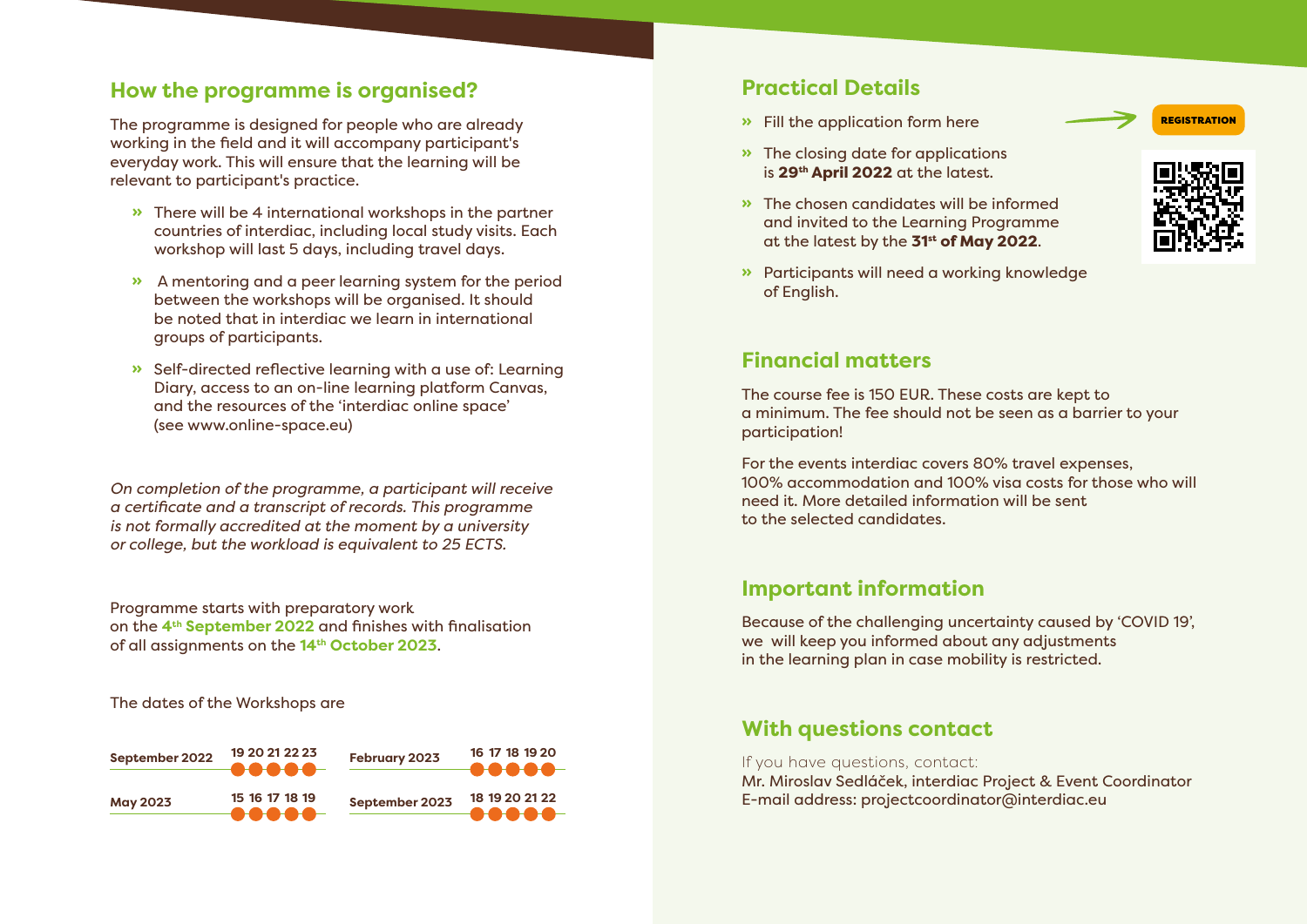## How the programme is organised?

The programme is designed for people who are already working in the field and it will accompany participant's everyday work. This will ensure that the learning will be relevant to participant's practice.

- There will be 4 international workshops in the partner countries of interdiac, including local study visits. Each workshop will last 5 days, including travel days.
- A mentoring and a peer learning system for the period between the workshops will be organised. It should be noted that in interdiac we learn in international groups of participants.
- Self-directed reflective learning with a use of: Learning Diary, access to an on-line learning platform Canvas, and the resources of the 'interdiac online space' (see www.online-space.eu)

*On completion of the programme, a participant will receive a certificate and a transcript of records. This programme is not formally accredited at the moment by a university or college, but the workload is equivalent to 25 ECTS.*

Programme starts with preparatory work on the **4th September 2022** and finishes with finalisation of all assignments on the **14th October 2023**.

The dates of the Workshops are

| | | | |
|---|---|---|---|
| **September 2022** | 19 20 21 22 23 | **February 2023** | 16 17 18 19 20 |
| **May 2023** | 15 16 17 18 19 | **September 2023** | 18 19 20 21 22 |

## Practical Details

- Fill the application form here → **REGISTRATION**
- The closing date for applications is **29th April 2022** at the latest.
- The chosen candidates will be informed and invited to the Learning Programme at the latest by the **31st of May 2022**.
- Participants will need a working knowledge of English.

## Financial matters

The course fee is 150 EUR. These costs are kept to a minimum. The fee should not be seen as a barrier to your participation!

For the events interdiac covers 80% travel expenses, 100% accommodation and 100% visa costs for those who will need it. More detailed information will be sent to the selected candidates.

## Important information

Because of the challenging uncertainty caused by 'COVID 19', we will keep you informed about any adjustments in the learning plan in case mobility is restricted.

## With questions contact

If you have questions, contact:
Mr. Miroslav Sedláček, interdiac Project & Event Coordinator
E-mail address: projectcoordinator@interdiac.eu